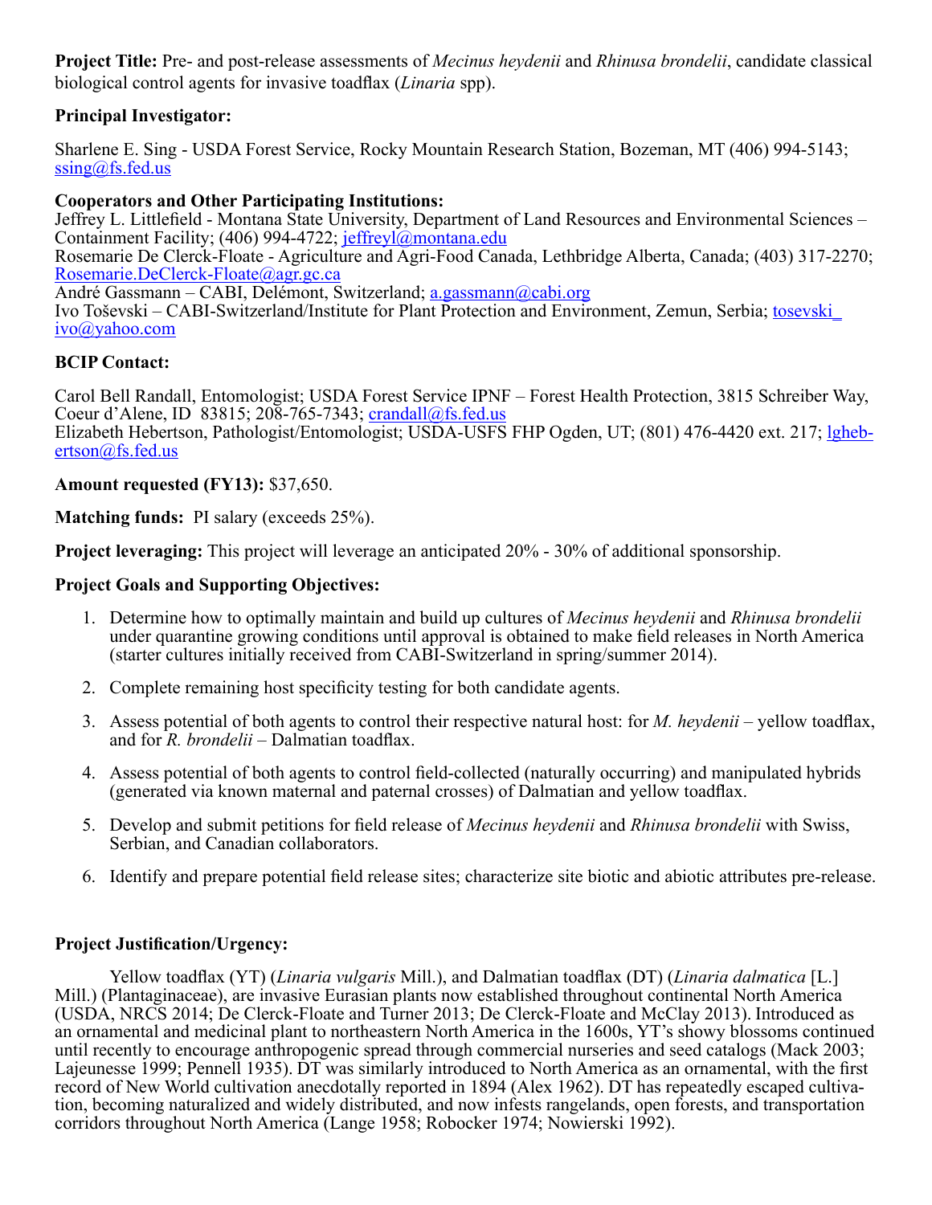**Project Title:** Pre- and post-release assessments of *Mecinus heydenii* and *Rhinusa brondelii*, candidate classical biological control agents for invasive toadflax (*Linaria* spp).

**Principal Investigator:**

Sharlene E. Sing - USDA Forest Service, Rocky Mountain Research Station, Bozeman, MT (406) 994-5143; ssing@fs.fed.us

**Cooperators and Other Participating Institutions:**

Jeffrey L. Littlefield - Montana State University, Department of Land Resources and Environmental Sciences – Containment Facility; (406) 994-4722; jeffreyl@montana.edu
Rosemarie De Clerck-Floate - Agriculture and Agri-Food Canada, Lethbridge Alberta, Canada; (403) 317-2270; Rosemarie.DeClerck-Floate@agr.gc.ca
André Gassmann – CABI, Delémont, Switzerland; a.gassmann@cabi.org
Ivo Toševski – CABI-Switzerland/Institute for Plant Protection and Environment, Zemun, Serbia; tosevski_ivo@yahoo.com

**BCIP Contact:**

Carol Bell Randall, Entomologist; USDA Forest Service IPNF – Forest Health Protection, 3815 Schreiber Way, Coeur d'Alene, ID 83815; 208-765-7343; crandall@fs.fed.us
Elizabeth Hebertson, Pathologist/Entomologist; USDA-USFS FHP Ogden, UT; (801) 476-4420 ext. 217; lghebertson@fs.fed.us

**Amount requested (FY13):** $37,650.

**Matching funds:** PI salary (exceeds 25%).

**Project leveraging:** This project will leverage an anticipated 20% - 30% of additional sponsorship.

**Project Goals and Supporting Objectives:**

1. Determine how to optimally maintain and build up cultures of *Mecinus heydenii* and *Rhinusa brondelii* under quarantine growing conditions until approval is obtained to make field releases in North America (starter cultures initially received from CABI-Switzerland in spring/summer 2014).
2. Complete remaining host specificity testing for both candidate agents.
3. Assess potential of both agents to control their respective natural host: for *M. heydenii* – yellow toadflax, and for *R. brondelii* – Dalmatian toadflax.
4. Assess potential of both agents to control field-collected (naturally occurring) and manipulated hybrids (generated via known maternal and paternal crosses) of Dalmatian and yellow toadflax.
5. Develop and submit petitions for field release of *Mecinus heydenii* and *Rhinusa brondelii* with Swiss, Serbian, and Canadian collaborators.
6. Identify and prepare potential field release sites; characterize site biotic and abiotic attributes pre-release.

**Project Justification/Urgency:**

Yellow toadflax (YT) (*Linaria vulgaris* Mill.), and Dalmatian toadflax (DT) (*Linaria dalmatica* [L.] Mill.) (Plantaginaceae), are invasive Eurasian plants now established throughout continental North America (USDA, NRCS 2014; De Clerck-Floate and Turner 2013; De Clerck-Floate and McClay 2013). Introduced as an ornamental and medicinal plant to northeastern North America in the 1600s, YT's showy blossoms continued until recently to encourage anthropogenic spread through commercial nurseries and seed catalogs (Mack 2003; Lajeunesse 1999; Pennell 1935). DT was similarly introduced to North America as an ornamental, with the first record of New World cultivation anecdotally reported in 1894 (Alex 1962). DT has repeatedly escaped cultivation, becoming naturalized and widely distributed, and now infests rangelands, open forests, and transportation corridors throughout North America (Lange 1958; Robocker 1974; Nowierski 1992).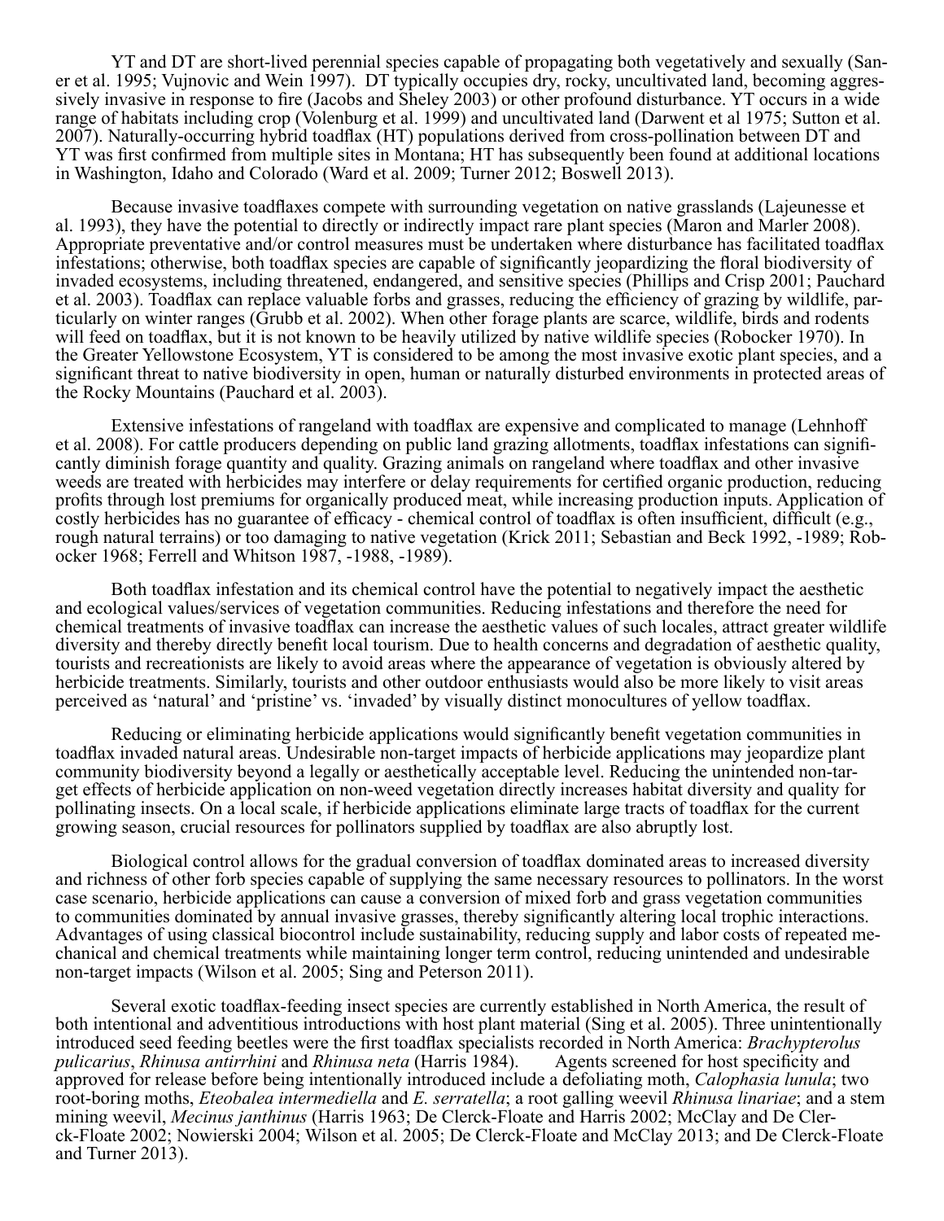YT and DT are short-lived perennial species capable of propagating both vegetatively and sexually (Saner et al. 1995; Vujnovic and Wein 1997). DT typically occupies dry, rocky, uncultivated land, becoming aggressively invasive in response to fire (Jacobs and Sheley 2003) or other profound disturbance. YT occurs in a wide range of habitats including crop (Volenburg et al. 1999) and uncultivated land (Darwent et al 1975; Sutton et al. 2007). Naturally-occurring hybrid toadflax (HT) populations derived from cross-pollination between DT and YT was first confirmed from multiple sites in Montana; HT has subsequently been found at additional locations in Washington, Idaho and Colorado (Ward et al. 2009; Turner 2012; Boswell 2013).

Because invasive toadflaxes compete with surrounding vegetation on native grasslands (Lajeunesse et al. 1993), they have the potential to directly or indirectly impact rare plant species (Maron and Marler 2008). Appropriate preventative and/or control measures must be undertaken where disturbance has facilitated toadflax infestations; otherwise, both toadflax species are capable of significantly jeopardizing the floral biodiversity of invaded ecosystems, including threatened, endangered, and sensitive species (Phillips and Crisp 2001; Pauchard et al. 2003). Toadflax can replace valuable forbs and grasses, reducing the efficiency of grazing by wildlife, particularly on winter ranges (Grubb et al. 2002). When other forage plants are scarce, wildlife, birds and rodents will feed on toadflax, but it is not known to be heavily utilized by native wildlife species (Robocker 1970). In the Greater Yellowstone Ecosystem, YT is considered to be among the most invasive exotic plant species, and a significant threat to native biodiversity in open, human or naturally disturbed environments in protected areas of the Rocky Mountains (Pauchard et al. 2003).

Extensive infestations of rangeland with toadflax are expensive and complicated to manage (Lehnhoff et al. 2008). For cattle producers depending on public land grazing allotments, toadflax infestations can significantly diminish forage quantity and quality. Grazing animals on rangeland where toadflax and other invasive weeds are treated with herbicides may interfere or delay requirements for certified organic production, reducing profits through lost premiums for organically produced meat, while increasing production inputs. Application of costly herbicides has no guarantee of efficacy - chemical control of toadflax is often insufficient, difficult (e.g., rough natural terrains) or too damaging to native vegetation (Krick 2011; Sebastian and Beck 1992, -1989; Robocker 1968; Ferrell and Whitson 1987, -1988, -1989).

Both toadflax infestation and its chemical control have the potential to negatively impact the aesthetic and ecological values/services of vegetation communities. Reducing infestations and therefore the need for chemical treatments of invasive toadflax can increase the aesthetic values of such locales, attract greater wildlife diversity and thereby directly benefit local tourism. Due to health concerns and degradation of aesthetic quality, tourists and recreationists are likely to avoid areas where the appearance of vegetation is obviously altered by herbicide treatments. Similarly, tourists and other outdoor enthusiasts would also be more likely to visit areas perceived as 'natural' and 'pristine' vs. 'invaded' by visually distinct monocultures of yellow toadflax.

Reducing or eliminating herbicide applications would significantly benefit vegetation communities in toadflax invaded natural areas. Undesirable non-target impacts of herbicide applications may jeopardize plant community biodiversity beyond a legally or aesthetically acceptable level. Reducing the unintended non-target effects of herbicide application on non-weed vegetation directly increases habitat diversity and quality for pollinating insects. On a local scale, if herbicide applications eliminate large tracts of toadflax for the current growing season, crucial resources for pollinators supplied by toadflax are also abruptly lost.

Biological control allows for the gradual conversion of toadflax dominated areas to increased diversity and richness of other forb species capable of supplying the same necessary resources to pollinators. In the worst case scenario, herbicide applications can cause a conversion of mixed forb and grass vegetation communities to communities dominated by annual invasive grasses, thereby significantly altering local trophic interactions. Advantages of using classical biocontrol include sustainability, reducing supply and labor costs of repeated mechanical and chemical treatments while maintaining longer term control, reducing unintended and undesirable non-target impacts (Wilson et al. 2005; Sing and Peterson 2011).

Several exotic toadflax-feeding insect species are currently established in North America, the result of both intentional and adventitious introductions with host plant material (Sing et al. 2005). Three unintentionally introduced seed feeding beetles were the first toadflax specialists recorded in North America: *Brachypterolus pulicarius*, *Rhinusa antirrhini* and *Rhinusa neta* (Harris 1984). Agents screened for host specificity and approved for release before being intentionally introduced include a defoliating moth, *Calophasia lunula*; two root-boring moths, *Eteobalea intermediella* and *E. serratella*; a root galling weevil *Rhinusa linariae*; and a stem mining weevil, *Mecinus janthinus* (Harris 1963; De Clerck-Floate and Harris 2002; McClay and De Clerck-Floate 2002; Nowierski 2004; Wilson et al. 2005; De Clerck-Floate and McClay 2013; and De Clerck-Floate and Turner 2013).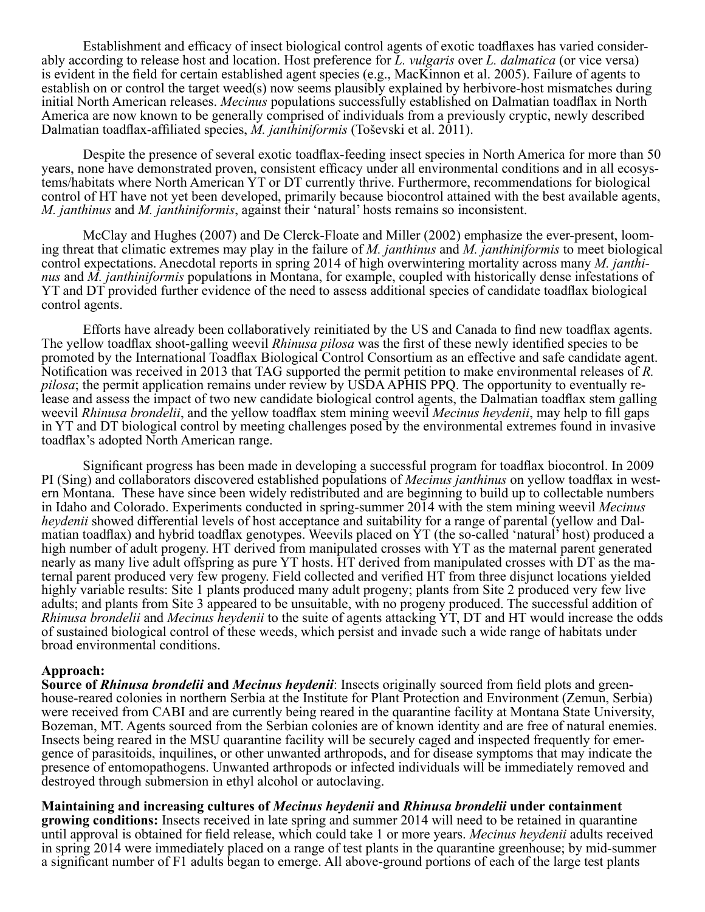Establishment and efficacy of insect biological control agents of exotic toadflaxes has varied considerably according to release host and location. Host preference for *L. vulgaris* over *L. dalmatica* (or vice versa) is evident in the field for certain established agent species (e.g., MacKinnon et al. 2005). Failure of agents to establish on or control the target weed(s) now seems plausibly explained by herbivore-host mismatches during initial North American releases. *Mecinus* populations successfully established on Dalmatian toadflax in North America are now known to be generally comprised of individuals from a previously cryptic, newly described Dalmatian toadflax-affiliated species, *M. janthiniformis* (Toševski et al. 2011).

Despite the presence of several exotic toadflax-feeding insect species in North America for more than 50 years, none have demonstrated proven, consistent efficacy under all environmental conditions and in all ecosystems/habitats where North American YT or DT currently thrive. Furthermore, recommendations for biological control of HT have not yet been developed, primarily because biocontrol attained with the best available agents, *M. janthinus* and *M. janthiniformis*, against their 'natural' hosts remains so inconsistent.

McClay and Hughes (2007) and De Clerck-Floate and Miller (2002) emphasize the ever-present, looming threat that climatic extremes may play in the failure of *M. janthinus* and *M. janthiniformis* to meet biological control expectations. Anecdotal reports in spring 2014 of high overwintering mortality across many *M. janthinus* and *M. janthiniformis* populations in Montana, for example, coupled with historically dense infestations of YT and DT provided further evidence of the need to assess additional species of candidate toadflax biological control agents.

Efforts have already been collaboratively reinitiated by the US and Canada to find new toadflax agents. The yellow toadflax shoot-galling weevil *Rhinusa pilosa* was the first of these newly identified species to be promoted by the International Toadflax Biological Control Consortium as an effective and safe candidate agent. Notification was received in 2013 that TAG supported the permit petition to make environmental releases of *R. pilosa*; the permit application remains under review by USDA APHIS PPQ. The opportunity to eventually release and assess the impact of two new candidate biological control agents, the Dalmatian toadflax stem galling weevil *Rhinusa brondelii*, and the yellow toadflax stem mining weevil *Mecinus heydenii*, may help to fill gaps in YT and DT biological control by meeting challenges posed by the environmental extremes found in invasive toadflax's adopted North American range.

Significant progress has been made in developing a successful program for toadflax biocontrol. In 2009 PI (Sing) and collaborators discovered established populations of *Mecinus janthinus* on yellow toadflax in western Montana. These have since been widely redistributed and are beginning to build up to collectable numbers in Idaho and Colorado. Experiments conducted in spring-summer 2014 with the stem mining weevil *Mecinus heydenii* showed differential levels of host acceptance and suitability for a range of parental (yellow and Dalmatian toadflax) and hybrid toadflax genotypes. Weevils placed on YT (the so-called 'natural' host) produced a high number of adult progeny. HT derived from manipulated crosses with YT as the maternal parent generated nearly as many live adult offspring as pure YT hosts. HT derived from manipulated crosses with DT as the maternal parent produced very few progeny. Field collected and verified HT from three disjunct locations yielded highly variable results: Site 1 plants produced many adult progeny; plants from Site 2 produced very few live adults; and plants from Site 3 appeared to be unsuitable, with no progeny produced. The successful addition of *Rhinusa brondelii* and *Mecinus heydenii* to the suite of agents attacking YT, DT and HT would increase the odds of sustained biological control of these weeds, which persist and invade such a wide range of habitats under broad environmental conditions.

**Approach:**

**Source of *Rhinusa brondelii* and *Mecinus heydenii***: Insects originally sourced from field plots and greenhouse-reared colonies in northern Serbia at the Institute for Plant Protection and Environment (Zemun, Serbia) were received from CABI and are currently being reared in the quarantine facility at Montana State University, Bozeman, MT. Agents sourced from the Serbian colonies are of known identity and are free of natural enemies. Insects being reared in the MSU quarantine facility will be securely caged and inspected frequently for emergence of parasitoids, inquilines, or other unwanted arthropods, and for disease symptoms that may indicate the presence of entomopathogens. Unwanted arthropods or infected individuals will be immediately removed and destroyed through submersion in ethyl alcohol or autoclaving.

**Maintaining and increasing cultures of *Mecinus heydenii* and *Rhinusa brondelii* under containment growing conditions:** Insects received in late spring and summer 2014 will need to be retained in quarantine until approval is obtained for field release, which could take 1 or more years. *Mecinus heydenii* adults received in spring 2014 were immediately placed on a range of test plants in the quarantine greenhouse; by mid-summer a significant number of F1 adults began to emerge. All above-ground portions of each of the large test plants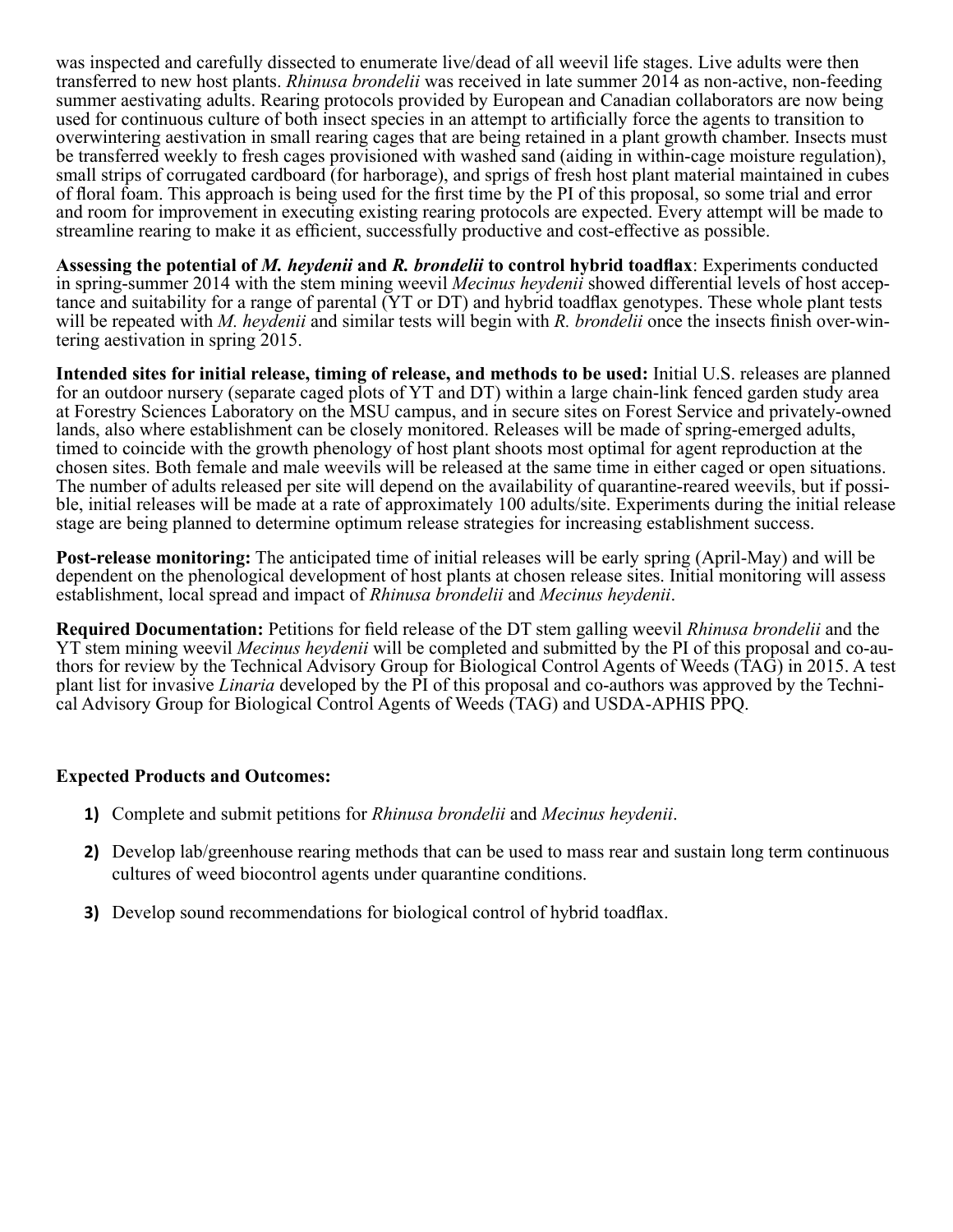was inspected and carefully dissected to enumerate live/dead of all weevil life stages. Live adults were then transferred to new host plants. *Rhinusa brondelii* was received in late summer 2014 as non-active, non-feeding summer aestivating adults. Rearing protocols provided by European and Canadian collaborators are now being used for continuous culture of both insect species in an attempt to artificially force the agents to transition to overwintering aestivation in small rearing cages that are being retained in a plant growth chamber. Insects must be transferred weekly to fresh cages provisioned with washed sand (aiding in within-cage moisture regulation), small strips of corrugated cardboard (for harborage), and sprigs of fresh host plant material maintained in cubes of floral foam. This approach is being used for the first time by the PI of this proposal, so some trial and error and room for improvement in executing existing rearing protocols are expected. Every attempt will be made to streamline rearing to make it as efficient, successfully productive and cost-effective as possible.

**Assessing the potential of *M. heydenii* and *R. brondelii* to control hybrid toadflax**: Experiments conducted in spring-summer 2014 with the stem mining weevil *Mecinus heydenii* showed differential levels of host acceptance and suitability for a range of parental (YT or DT) and hybrid toadflax genotypes. These whole plant tests will be repeated with *M. heydenii* and similar tests will begin with *R. brondelii* once the insects finish over-wintering aestivation in spring 2015.

**Intended sites for initial release, timing of release, and methods to be used:** Initial U.S. releases are planned for an outdoor nursery (separate caged plots of YT and DT) within a large chain-link fenced garden study area at Forestry Sciences Laboratory on the MSU campus, and in secure sites on Forest Service and privately-owned lands, also where establishment can be closely monitored. Releases will be made of spring-emerged adults, timed to coincide with the growth phenology of host plant shoots most optimal for agent reproduction at the chosen sites. Both female and male weevils will be released at the same time in either caged or open situations. The number of adults released per site will depend on the availability of quarantine-reared weevils, but if possible, initial releases will be made at a rate of approximately 100 adults/site. Experiments during the initial release stage are being planned to determine optimum release strategies for increasing establishment success.

**Post-release monitoring:** The anticipated time of initial releases will be early spring (April-May) and will be dependent on the phenological development of host plants at chosen release sites. Initial monitoring will assess establishment, local spread and impact of *Rhinusa brondelii* and *Mecinus heydenii*.

**Required Documentation:** Petitions for field release of the DT stem galling weevil *Rhinusa brondelii* and the YT stem mining weevil *Mecinus heydenii* will be completed and submitted by the PI of this proposal and co-authors for review by the Technical Advisory Group for Biological Control Agents of Weeds (TAG) in 2015. A test plant list for invasive *Linaria* developed by the PI of this proposal and co-authors was approved by the Technical Advisory Group for Biological Control Agents of Weeds (TAG) and USDA-APHIS PPQ.

**Expected Products and Outcomes:**

1) Complete and submit petitions for *Rhinusa brondelii* and *Mecinus heydenii*.
2) Develop lab/greenhouse rearing methods that can be used to mass rear and sustain long term continuous cultures of weed biocontrol agents under quarantine conditions.
3) Develop sound recommendations for biological control of hybrid toadflax.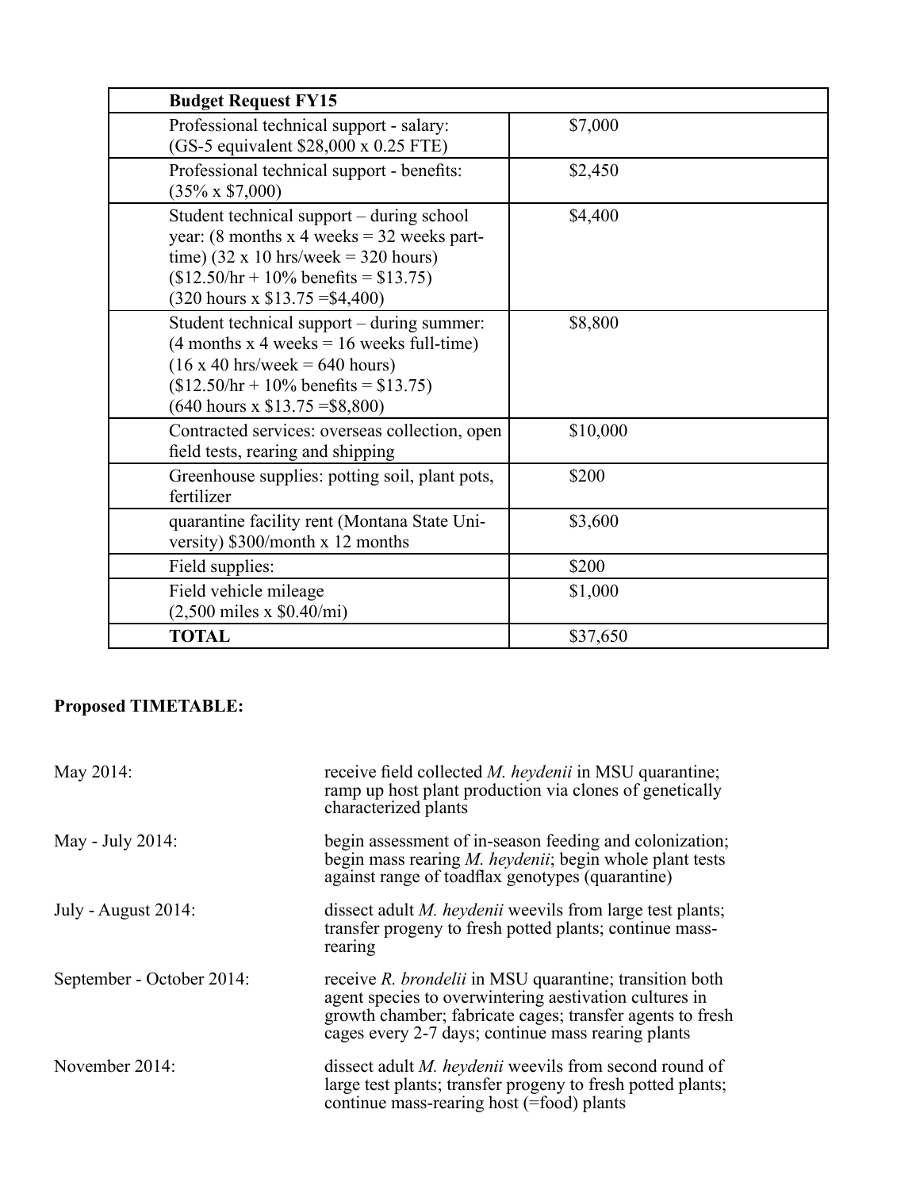| Budget Request FY15 | |
|---|---|
| Professional technical support - salary: (GS-5 equivalent \$28,000 x 0.25 FTE) | \$7,000 |
| Professional technical support - benefits: (35% x \$7,000) | \$2,450 |
| Student technical support – during school year: (8 months x 4 weeks = 32 weeks part-time) (32 x 10 hrs/week = 320 hours) (\$12.50/hr + 10% benefits = \$13.75) (320 hours x \$13.75 =\$4,400) | \$4,400 |
| Student technical support – during summer: (4 months x 4 weeks = 16 weeks full-time) (16 x 40 hrs/week = 640 hours) (\$12.50/hr + 10% benefits = \$13.75) (640 hours x \$13.75 =\$8,800) | \$8,800 |
| Contracted services: overseas collection, open field tests, rearing and shipping | \$10,000 |
| Greenhouse supplies: potting soil, plant pots, fertilizer | \$200 |
| quarantine facility rent (Montana State University) \$300/month x 12 months | \$3,600 |
| Field supplies: | \$200 |
| Field vehicle mileage (2,500 miles x \$0.40/mi) | \$1,000 |
| **TOTAL** | \$37,650 |

**Proposed TIMETABLE:**

| | |
|---|---|
| May 2014: | receive field collected *M. heydenii* in MSU quarantine; ramp up host plant production via clones of genetically characterized plants |
| May - July 2014: | begin assessment of in-season feeding and colonization; begin mass rearing *M. heydenii*; begin whole plant tests against range of toadflax genotypes (quarantine) |
| July - August 2014: | dissect adult *M. heydenii* weevils from large test plants; transfer progeny to fresh potted plants; continue mass-rearing |
| September - October 2014: | receive *R. brondelii* in MSU quarantine; transition both agent species to overwintering aestivation cultures in growth chamber; fabricate cages; transfer agents to fresh cages every 2-7 days; continue mass rearing plants |
| November 2014: | dissect adult *M. heydenii* weevils from second round of large test plants; transfer progeny to fresh potted plants; continue mass-rearing host (=food) plants |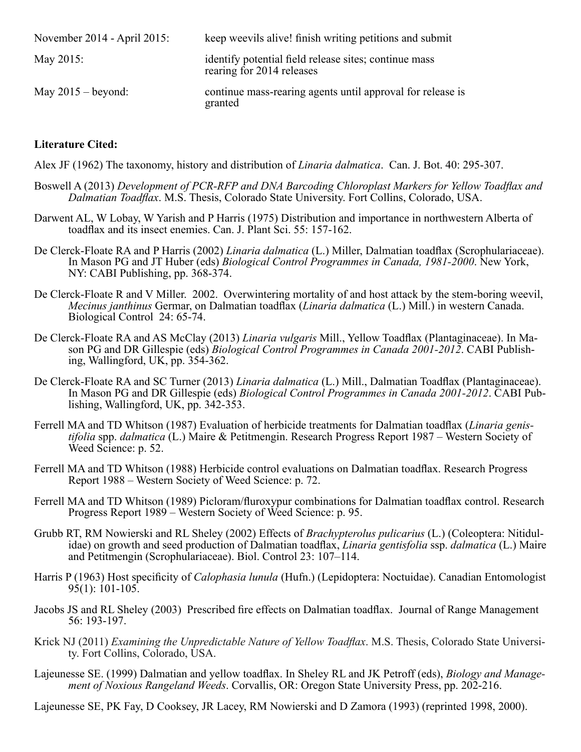| | |
|---|---|
| November 2014 - April 2015: | keep weevils alive! finish writing petitions and submit |
| May 2015: | identify potential field release sites; continue mass rearing for 2014 releases |
| May 2015 – beyond: | continue mass-rearing agents until approval for release is granted |

**Literature Cited:**

Alex JF (1962) The taxonomy, history and distribution of *Linaria dalmatica*. Can. J. Bot. 40: 295-307.

Boswell A (2013) *Development of PCR-RFP and DNA Barcoding Chloroplast Markers for Yellow Toadflax and Dalmatian Toadflax*. M.S. Thesis, Colorado State University. Fort Collins, Colorado, USA.

Darwent AL, W Lobay, W Yarish and P Harris (1975) Distribution and importance in northwestern Alberta of toadflax and its insect enemies. Can. J. Plant Sci. 55: 157-162.

De Clerck-Floate RA and P Harris (2002) *Linaria dalmatica* (L.) Miller, Dalmatian toadflax (Scrophulariaceae). In Mason PG and JT Huber (eds) *Biological Control Programmes in Canada, 1981-2000*. New York, NY: CABI Publishing, pp. 368-374.

De Clerck-Floate R and V Miller. 2002. Overwintering mortality of and host attack by the stem-boring weevil, *Mecinus janthinus* Germar, on Dalmatian toadflax (*Linaria dalmatica* (L.) Mill.) in western Canada. Biological Control 24: 65-74.

De Clerck-Floate RA and AS McClay (2013) *Linaria vulgaris* Mill., Yellow Toadflax (Plantaginaceae). In Mason PG and DR Gillespie (eds) *Biological Control Programmes in Canada 2001-2012*. CABI Publishing, Wallingford, UK, pp. 354-362.

De Clerck-Floate RA and SC Turner (2013) *Linaria dalmatica* (L.) Mill., Dalmatian Toadflax (Plantaginaceae). In Mason PG and DR Gillespie (eds) *Biological Control Programmes in Canada 2001-2012*. CABI Publishing, Wallingford, UK, pp. 342-353.

Ferrell MA and TD Whitson (1987) Evaluation of herbicide treatments for Dalmatian toadflax (*Linaria genistifolia* spp. *dalmatica* (L.) Maire & Petitmengin. Research Progress Report 1987 – Western Society of Weed Science: p. 52.

Ferrell MA and TD Whitson (1988) Herbicide control evaluations on Dalmatian toadflax. Research Progress Report 1988 – Western Society of Weed Science: p. 72.

Ferrell MA and TD Whitson (1989) Picloram/fluroxypur combinations for Dalmatian toadflax control. Research Progress Report 1989 – Western Society of Weed Science: p. 95.

Grubb RT, RM Nowierski and RL Sheley (2002) Effects of *Brachypterolus pulicarius* (L.) (Coleoptera: Nitidulidae) on growth and seed production of Dalmatian toadflax, *Linaria gentisfolia* ssp. *dalmatica* (L.) Maire and Petitmengin (Scrophulariaceae). Biol. Control 23: 107–114.

Harris P (1963) Host specificity of *Calophasia lunula* (Hufn.) (Lepidoptera: Noctuidae). Canadian Entomologist 95(1): 101-105.

Jacobs JS and RL Sheley (2003) Prescribed fire effects on Dalmatian toadflax. Journal of Range Management 56: 193-197.

Krick NJ (2011) *Examining the Unpredictable Nature of Yellow Toadflax*. M.S. Thesis, Colorado State University. Fort Collins, Colorado, USA.

Lajeunesse SE. (1999) Dalmatian and yellow toadflax. In Sheley RL and JK Petroff (eds), *Biology and Management of Noxious Rangeland Weeds*. Corvallis, OR: Oregon State University Press, pp. 202-216.

Lajeunesse SE, PK Fay, D Cooksey, JR Lacey, RM Nowierski and D Zamora (1993) (reprinted 1998, 2000).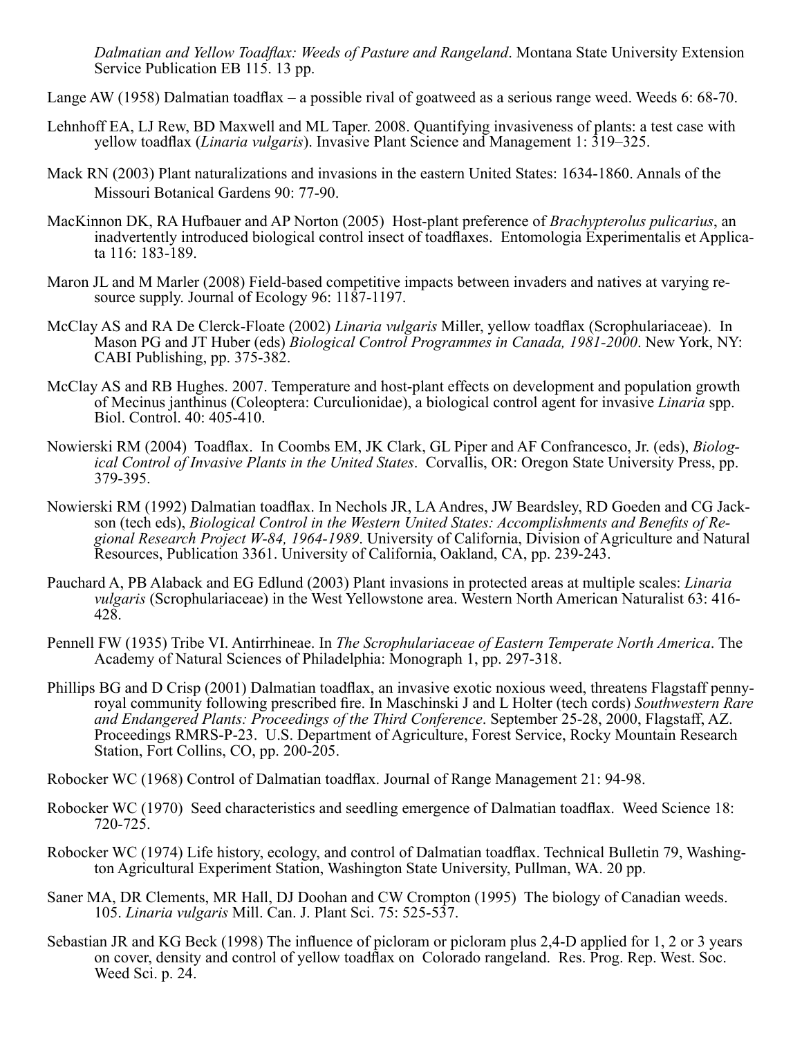*Dalmatian and Yellow Toadflax: Weeds of Pasture and Rangeland*. Montana State University Extension Service Publication EB 115. 13 pp.

Lange AW (1958) Dalmatian toadflax – a possible rival of goatweed as a serious range weed. Weeds 6: 68-70.

Lehnhoff EA, LJ Rew, BD Maxwell and ML Taper. 2008. Quantifying invasiveness of plants: a test case with yellow toadflax (*Linaria vulgaris*). Invasive Plant Science and Management 1: 319–325.

Mack RN (2003) Plant naturalizations and invasions in the eastern United States: 1634-1860. Annals of the Missouri Botanical Gardens 90: 77-90.

MacKinnon DK, RA Hufbauer and AP Norton (2005) Host-plant preference of *Brachypterolus pulicarius*, an inadvertently introduced biological control insect of toadflaxes. Entomologia Experimentalis et Applicata 116: 183-189.

Maron JL and M Marler (2008) Field-based competitive impacts between invaders and natives at varying resource supply. Journal of Ecology 96: 1187-1197.

McClay AS and RA De Clerck-Floate (2002) *Linaria vulgaris* Miller, yellow toadflax (Scrophulariaceae). In Mason PG and JT Huber (eds) *Biological Control Programmes in Canada, 1981-2000*. New York, NY: CABI Publishing, pp. 375-382.

McClay AS and RB Hughes. 2007. Temperature and host-plant effects on development and population growth of Mecinus janthinus (Coleoptera: Curculionidae), a biological control agent for invasive *Linaria* spp. Biol. Control. 40: 405-410.

Nowierski RM (2004) Toadflax. In Coombs EM, JK Clark, GL Piper and AF Confrancesco, Jr. (eds), *Biological Control of Invasive Plants in the United States*. Corvallis, OR: Oregon State University Press, pp. 379-395.

Nowierski RM (1992) Dalmatian toadflax. In Nechols JR, LA Andres, JW Beardsley, RD Goeden and CG Jackson (tech eds), *Biological Control in the Western United States: Accomplishments and Benefits of Regional Research Project W-84, 1964-1989*. University of California, Division of Agriculture and Natural Resources, Publication 3361. University of California, Oakland, CA, pp. 239-243.

Pauchard A, PB Alaback and EG Edlund (2003) Plant invasions in protected areas at multiple scales: *Linaria vulgaris* (Scrophulariaceae) in the West Yellowstone area. Western North American Naturalist 63: 416-428.

Pennell FW (1935) Tribe VI. Antirrhineae. In *The Scrophulariaceae of Eastern Temperate North America*. The Academy of Natural Sciences of Philadelphia: Monograph 1, pp. 297-318.

Phillips BG and D Crisp (2001) Dalmatian toadflax, an invasive exotic noxious weed, threatens Flagstaff pennyroyal community following prescribed fire. In Maschinski J and L Holter (tech cords) *Southwestern Rare and Endangered Plants: Proceedings of the Third Conference*. September 25-28, 2000, Flagstaff, AZ. Proceedings RMRS-P-23. U.S. Department of Agriculture, Forest Service, Rocky Mountain Research Station, Fort Collins, CO, pp. 200-205.

Robocker WC (1968) Control of Dalmatian toadflax. Journal of Range Management 21: 94-98.

Robocker WC (1970) Seed characteristics and seedling emergence of Dalmatian toadflax. Weed Science 18: 720-725.

Robocker WC (1974) Life history, ecology, and control of Dalmatian toadflax. Technical Bulletin 79, Washington Agricultural Experiment Station, Washington State University, Pullman, WA. 20 pp.

Saner MA, DR Clements, MR Hall, DJ Doohan and CW Crompton (1995) The biology of Canadian weeds. 105. *Linaria vulgaris* Mill. Can. J. Plant Sci. 75: 525-537.

Sebastian JR and KG Beck (1998) The influence of picloram or picloram plus 2,4-D applied for 1, 2 or 3 years on cover, density and control of yellow toadflax on Colorado rangeland. Res. Prog. Rep. West. Soc. Weed Sci. p. 24.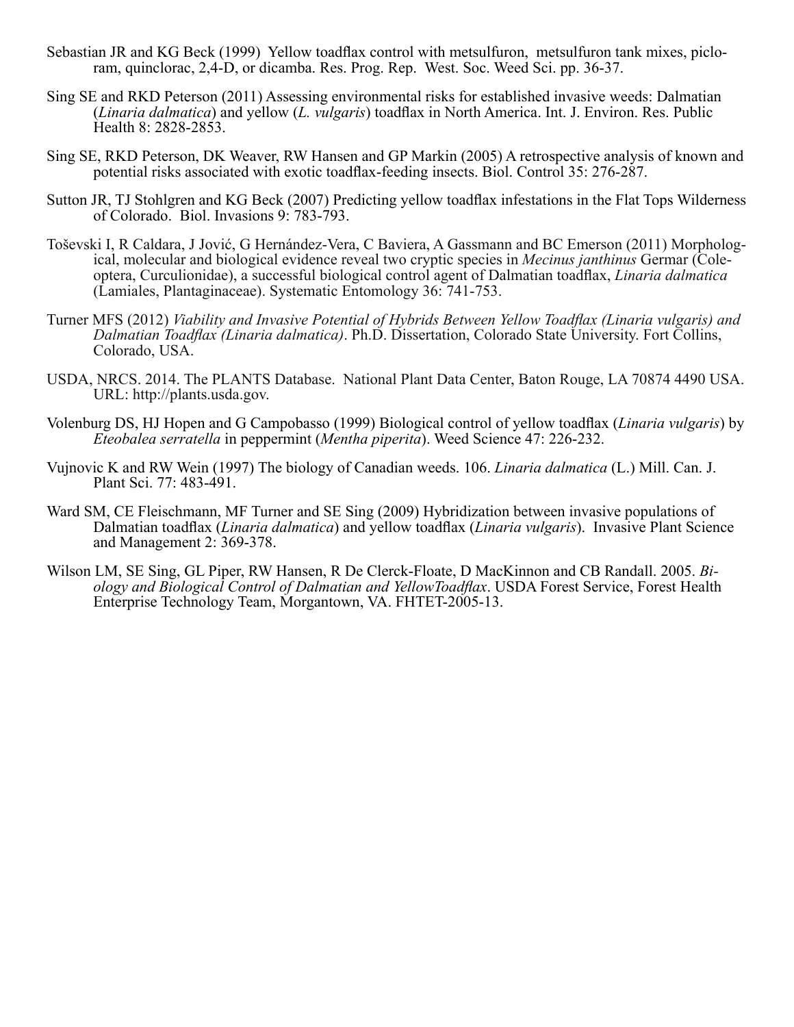Sebastian JR and KG Beck (1999) Yellow toadflax control with metsulfuron, metsulfuron tank mixes, picloram, quinclorac, 2,4-D, or dicamba. Res. Prog. Rep. West. Soc. Weed Sci. pp. 36-37.

Sing SE and RKD Peterson (2011) Assessing environmental risks for established invasive weeds: Dalmatian (*Linaria dalmatica*) and yellow (*L. vulgaris*) toadflax in North America. Int. J. Environ. Res. Public Health 8: 2828-2853.

Sing SE, RKD Peterson, DK Weaver, RW Hansen and GP Markin (2005) A retrospective analysis of known and potential risks associated with exotic toadflax-feeding insects. Biol. Control 35: 276-287.

Sutton JR, TJ Stohlgren and KG Beck (2007) Predicting yellow toadflax infestations in the Flat Tops Wilderness of Colorado. Biol. Invasions 9: 783-793.

Toševski I, R Caldara, J Jović, G Hernández-Vera, C Baviera, A Gassmann and BC Emerson (2011) Morphological, molecular and biological evidence reveal two cryptic species in *Mecinus janthinus* Germar (Coleoptera, Curculionidae), a successful biological control agent of Dalmatian toadflax, *Linaria dalmatica* (Lamiales, Plantaginaceae). Systematic Entomology 36: 741-753.

Turner MFS (2012) *Viability and Invasive Potential of Hybrids Between Yellow Toadflax (Linaria vulgaris) and Dalmatian Toadflax (Linaria dalmatica)*. Ph.D. Dissertation, Colorado State University. Fort Collins, Colorado, USA.

USDA, NRCS. 2014. The PLANTS Database. National Plant Data Center, Baton Rouge, LA 70874 4490 USA. URL: http://plants.usda.gov.

Volenburg DS, HJ Hopen and G Campobasso (1999) Biological control of yellow toadflax (*Linaria vulgaris*) by *Eteobalea serratella* in peppermint (*Mentha piperita*). Weed Science 47: 226-232.

Vujnovic K and RW Wein (1997) The biology of Canadian weeds. 106. *Linaria dalmatica* (L.) Mill. Can. J. Plant Sci. 77: 483-491.

Ward SM, CE Fleischmann, MF Turner and SE Sing (2009) Hybridization between invasive populations of Dalmatian toadflax (*Linaria dalmatica*) and yellow toadflax (*Linaria vulgaris*). Invasive Plant Science and Management 2: 369-378.

Wilson LM, SE Sing, GL Piper, RW Hansen, R De Clerck-Floate, D MacKinnon and CB Randall. 2005. *Biology and Biological Control of Dalmatian and YellowToadflax*. USDA Forest Service, Forest Health Enterprise Technology Team, Morgantown, VA. FHTET-2005-13.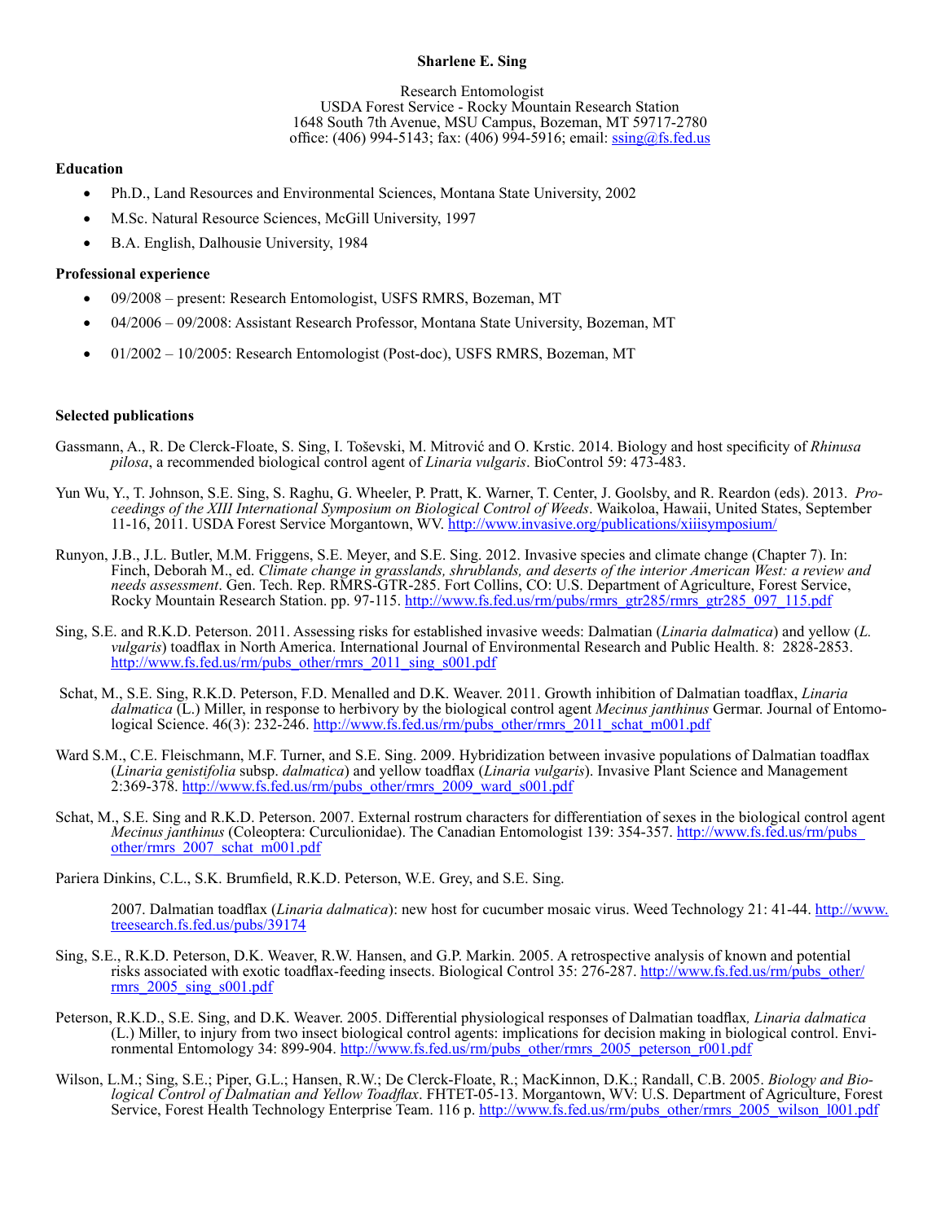**Sharlene E. Sing**

Research Entomologist
USDA Forest Service - Rocky Mountain Research Station
1648 South 7th Avenue, MSU Campus, Bozeman, MT 59717-2780
office: (406) 994-5143; fax: (406) 994-5916; email: ssing@fs.fed.us

**Education**

- Ph.D., Land Resources and Environmental Sciences, Montana State University, 2002
- M.Sc. Natural Resource Sciences, McGill University, 1997
- B.A. English, Dalhousie University, 1984

**Professional experience**

- 09/2008 – present: Research Entomologist, USFS RMRS, Bozeman, MT
- 04/2006 – 09/2008: Assistant Research Professor, Montana State University, Bozeman, MT
- 01/2002 – 10/2005: Research Entomologist (Post-doc), USFS RMRS, Bozeman, MT

**Selected publications**

Gassmann, A., R. De Clerck-Floate, S. Sing, I. Toševski, M. Mitrović and O. Krstic. 2014. Biology and host specificity of *Rhinusa pilosa*, a recommended biological control agent of *Linaria vulgaris*. BioControl 59: 473-483.

Yun Wu, Y., T. Johnson, S.E. Sing, S. Raghu, G. Wheeler, P. Pratt, K. Warner, T. Center, J. Goolsby, and R. Reardon (eds). 2013. *Proceedings of the XIII International Symposium on Biological Control of Weeds*. Waikoloa, Hawaii, United States, September 11-16, 2011. USDA Forest Service Morgantown, WV. http://www.invasive.org/publications/xiiisymposium/

Runyon, J.B., J.L. Butler, M.M. Friggens, S.E. Meyer, and S.E. Sing. 2012. Invasive species and climate change (Chapter 7). In: Finch, Deborah M., ed. *Climate change in grasslands, shrublands, and deserts of the interior American West: a review and needs assessment*. Gen. Tech. Rep. RMRS-GTR-285. Fort Collins, CO: U.S. Department of Agriculture, Forest Service, Rocky Mountain Research Station. pp. 97-115. http://www.fs.fed.us/rm/pubs/rmrs_gtr285/rmrs_gtr285_097_115.pdf

Sing, S.E. and R.K.D. Peterson. 2011. Assessing risks for established invasive weeds: Dalmatian (*Linaria dalmatica*) and yellow (*L. vulgaris*) toadflax in North America. International Journal of Environmental Research and Public Health. 8: 2828-2853. http://www.fs.fed.us/rm/pubs_other/rmrs_2011_sing_s001.pdf

Schat, M., S.E. Sing, R.K.D. Peterson, F.D. Menalled and D.K. Weaver. 2011. Growth inhibition of Dalmatian toadflax, *Linaria dalmatica* (L.) Miller, in response to herbivory by the biological control agent *Mecinus janthinus* Germar. Journal of Entomological Science. 46(3): 232-246. http://www.fs.fed.us/rm/pubs_other/rmrs_2011_schat_m001.pdf

Ward S.M., C.E. Fleischmann, M.F. Turner, and S.E. Sing. 2009. Hybridization between invasive populations of Dalmatian toadflax (*Linaria genistifolia* subsp. *dalmatica*) and yellow toadflax (*Linaria vulgaris*). Invasive Plant Science and Management 2:369-378. http://www.fs.fed.us/rm/pubs_other/rmrs_2009_ward_s001.pdf

Schat, M., S.E. Sing and R.K.D. Peterson. 2007. External rostrum characters for differentiation of sexes in the biological control agent *Mecinus janthinus* (Coleoptera: Curculionidae). The Canadian Entomologist 139: 354-357. http://www.fs.fed.us/rm/pubs_other/rmrs_2007_schat_m001.pdf

Pariera Dinkins, C.L., S.K. Brumfield, R.K.D. Peterson, W.E. Grey, and S.E. Sing.

2007. Dalmatian toadflax (*Linaria dalmatica*): new host for cucumber mosaic virus. Weed Technology 21: 41-44. http://www.treesearch.fs.fed.us/pubs/39174

Sing, S.E., R.K.D. Peterson, D.K. Weaver, R.W. Hansen, and G.P. Markin. 2005. A retrospective analysis of known and potential risks associated with exotic toadflax-feeding insects. Biological Control 35: 276-287. http://www.fs.fed.us/rm/pubs_other/rmrs_2005_sing_s001.pdf

Peterson, R.K.D., S.E. Sing, and D.K. Weaver. 2005. Differential physiological responses of Dalmatian toadflax*, Linaria dalmatica* (L.) Miller, to injury from two insect biological control agents: implications for decision making in biological control. Environmental Entomology 34: 899-904. http://www.fs.fed.us/rm/pubs_other/rmrs_2005_peterson_r001.pdf

Wilson, L.M.; Sing, S.E.; Piper, G.L.; Hansen, R.W.; De Clerck-Floate, R.; MacKinnon, D.K.; Randall, C.B. 2005. *Biology and Biological Control of Dalmatian and Yellow Toadflax*. FHTET-05-13. Morgantown, WV: U.S. Department of Agriculture, Forest Service, Forest Health Technology Enterprise Team. 116 p. http://www.fs.fed.us/rm/pubs_other/rmrs_2005_wilson_l001.pdf